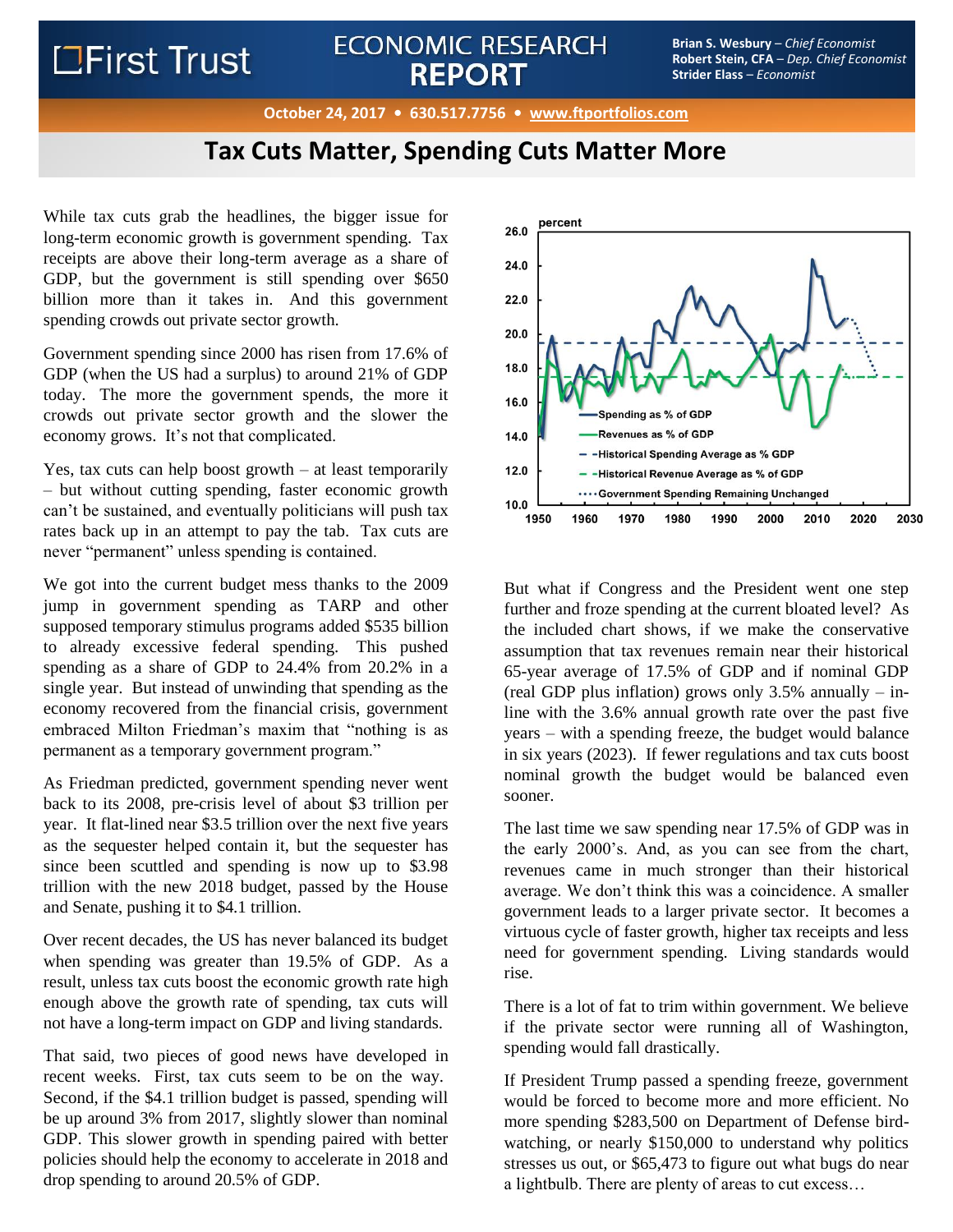# First Trust

## ECONOMIC RESEARCH REPORT

**Brian S. Wesbury** – *Chief Economist*
**Robert Stein, CFA** – *Dep. Chief Economist*
**Strider Elass** – *Economist*

**October 24, 2017 • 630.517.7756 • www.ftportfolios.com**

# Tax Cuts Matter, Spending Cuts Matter More

While tax cuts grab the headlines, the bigger issue for long-term economic growth is government spending. Tax receipts are above their long-term average as a share of GDP, but the government is still spending over $650 billion more than it takes in. And this government spending crowds out private sector growth.

Government spending since 2000 has risen from 17.6% of GDP (when the US had a surplus) to around 21% of GDP today. The more the government spends, the more it crowds out private sector growth and the slower the economy grows. It's not that complicated.

Yes, tax cuts can help boost growth – at least temporarily – but without cutting spending, faster economic growth can't be sustained, and eventually politicians will push tax rates back up in an attempt to pay the tab. Tax cuts are never "permanent" unless spending is contained.

We got into the current budget mess thanks to the 2009 jump in government spending as TARP and other supposed temporary stimulus programs added $535 billion to already excessive federal spending. This pushed spending as a share of GDP to 24.4% from 20.2% in a single year. But instead of unwinding that spending as the economy recovered from the financial crisis, government embraced Milton Friedman's maxim that "nothing is as permanent as a temporary government program."

As Friedman predicted, government spending never went back to its 2008, pre-crisis level of about $3 trillion per year. It flat-lined near $3.5 trillion over the next five years as the sequester helped contain it, but the sequester has since been scuttled and spending is now up to $3.98 trillion with the new 2018 budget, passed by the House and Senate, pushing it to $4.1 trillion.

Over recent decades, the US has never balanced its budget when spending was greater than 19.5% of GDP. As a result, unless tax cuts boost the economic growth rate high enough above the growth rate of spending, tax cuts will not have a long-term impact on GDP and living standards.

That said, two pieces of good news have developed in recent weeks. First, tax cuts seem to be on the way. Second, if the $4.1 trillion budget is passed, spending will be up around 3% from 2017, slightly slower than nominal GDP. This slower growth in spending paired with better policies should help the economy to accelerate in 2018 and drop spending to around 20.5% of GDP.

percent
26.0
24.0
22.0
20.0
18.0
16.0
14.0
12.0
10.0
1950 1960 1970 1980 1990 2000 2010 2020 2030
Spending as % of GDP
Revenues as % of GDP
Historical Spending Average as % GDP
Historical Revenue Average as % of GDP
Government Spending Remaining Unchanged

But what if Congress and the President went one step further and froze spending at the current bloated level? As the included chart shows, if we make the conservative assumption that tax revenues remain near their historical 65-year average of 17.5% of GDP and if nominal GDP (real GDP plus inflation) grows only 3.5% annually – in-line with the 3.6% annual growth rate over the past five years – with a spending freeze, the budget would balance in six years (2023). If fewer regulations and tax cuts boost nominal growth the budget would be balanced even sooner.

The last time we saw spending near 17.5% of GDP was in the early 2000's. And, as you can see from the chart, revenues came in much stronger than their historical average. We don't think this was a coincidence. A smaller government leads to a larger private sector. It becomes a virtuous cycle of faster growth, higher tax receipts and less need for government spending. Living standards would rise.

There is a lot of fat to trim within government. We believe if the private sector were running all of Washington, spending would fall drastically.

If President Trump passed a spending freeze, government would be forced to become more and more efficient. No more spending $283,500 on Department of Defense bird-watching, or nearly $150,000 to understand why politics stresses us out, or $65,473 to figure out what bugs do near a lightbulb. There are plenty of areas to cut excess…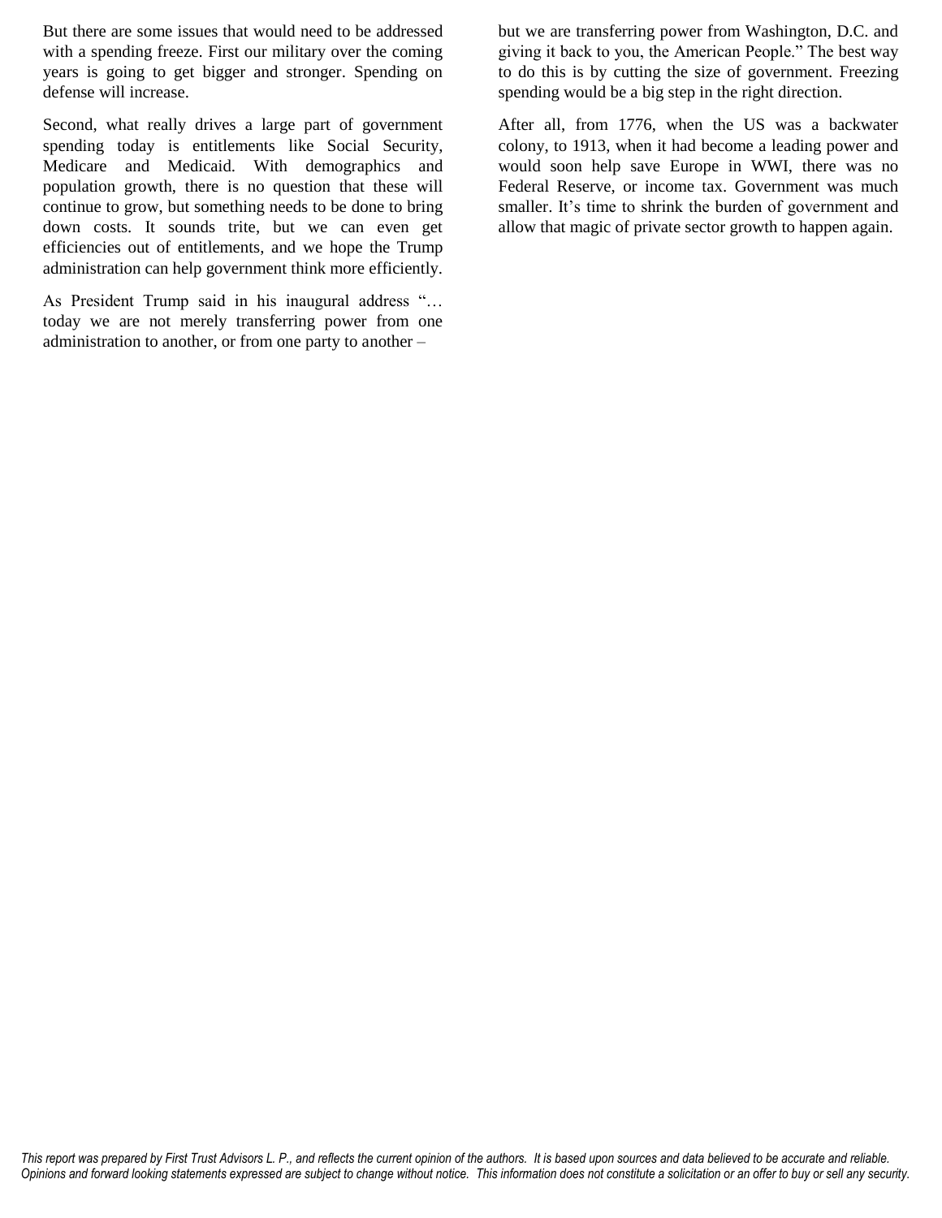But there are some issues that would need to be addressed with a spending freeze. First our military over the coming years is going to get bigger and stronger. Spending on defense will increase.

Second, what really drives a large part of government spending today is entitlements like Social Security, Medicare and Medicaid. With demographics and population growth, there is no question that these will continue to grow, but something needs to be done to bring down costs. It sounds trite, but we can even get efficiencies out of entitlements, and we hope the Trump administration can help government think more efficiently.

As President Trump said in his inaugural address "… today we are not merely transferring power from one administration to another, or from one party to another – but we are transferring power from Washington, D.C. and giving it back to you, the American People." The best way to do this is by cutting the size of government. Freezing spending would be a big step in the right direction.

After all, from 1776, when the US was a backwater colony, to 1913, when it had become a leading power and would soon help save Europe in WWI, there was no Federal Reserve, or income tax. Government was much smaller. It's time to shrink the burden of government and allow that magic of private sector growth to happen again.

*This report was prepared by First Trust Advisors L. P., and reflects the current opinion of the authors. It is based upon sources and data believed to be accurate and reliable. Opinions and forward looking statements expressed are subject to change without notice. This information does not constitute a solicitation or an offer to buy or sell any security.*